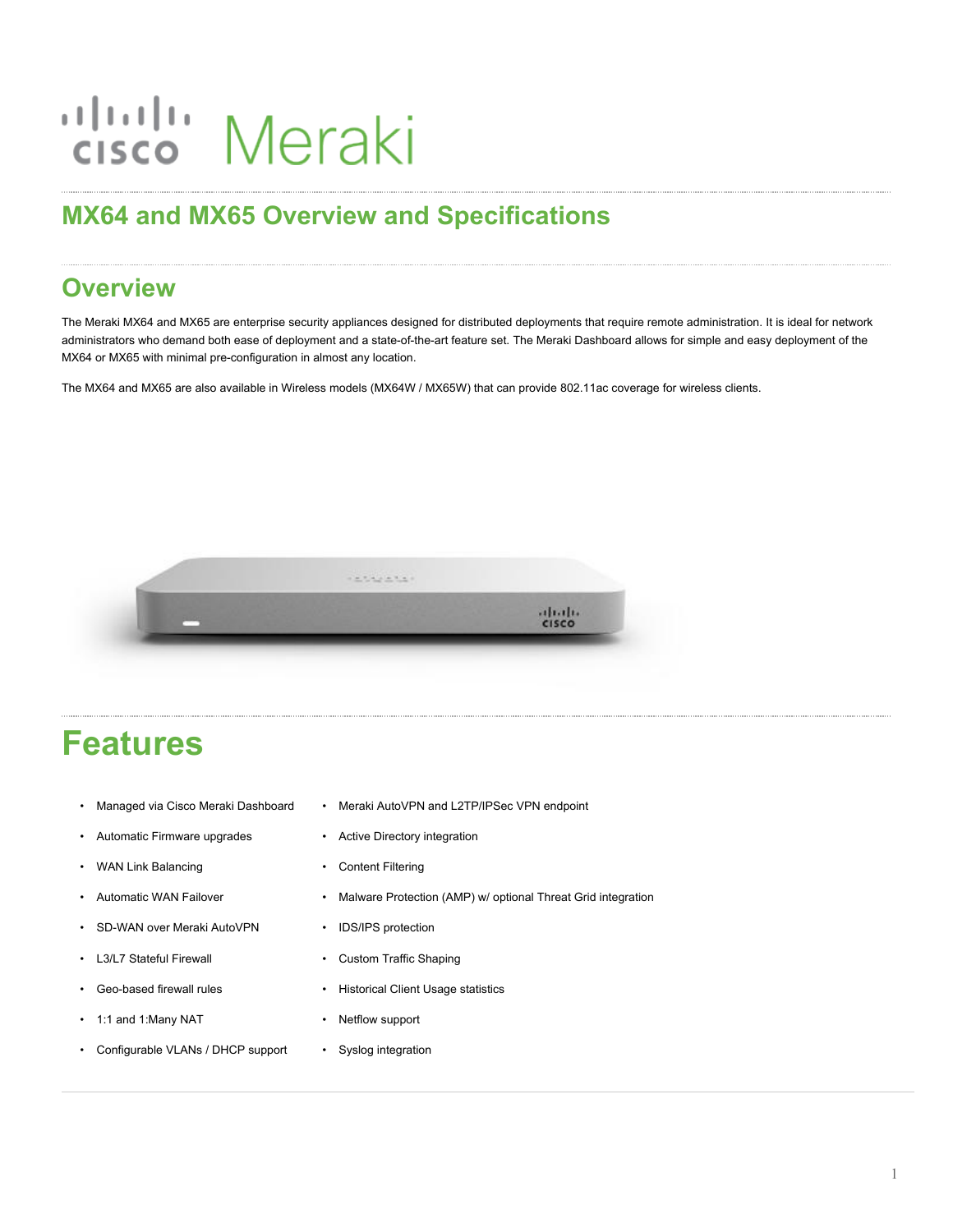# MX64 and MX65 Overview and Specifications

## Overview

The Meraki MX64 and MX65 are enterprise security appliances designed for distributed deployments that require remote administration. It is ideal for network administrators who demand both ease of deployment and a state-of-the-art feature set. The Meraki Dashboard allows for simple and easy deployment of the MX64 or MX65 with minimal pre-configuration in almost any location.

The MX64 and MX65 are also available in Wireless models (MX64W / MX65W) that can provide 802.11ac coverage for wireless clients.

# Features

- Managed via Cisco Meraki Dashboard
- Automatic Firmware upgrades
- WAN Link Balancing
- Automatic WAN Failover
- SD-WAN over Meraki AutoVPN
- L3/L7 Stateful Firewall
- Geo-based firewall rules
- 1:1 and 1:Many NAT
- Configurable VLANs / DHCP support
- Meraki AutoVPN and L2TP/IPSec VPN endpoint
- Active Directory integration
- Content Filtering
- Malware Protection (AMP) w/ optional Threat Grid integration
- IDS/IPS protection
- Custom Traffic Shaping
- Historical Client Usage statistics
- Netflow support
- Syslog integration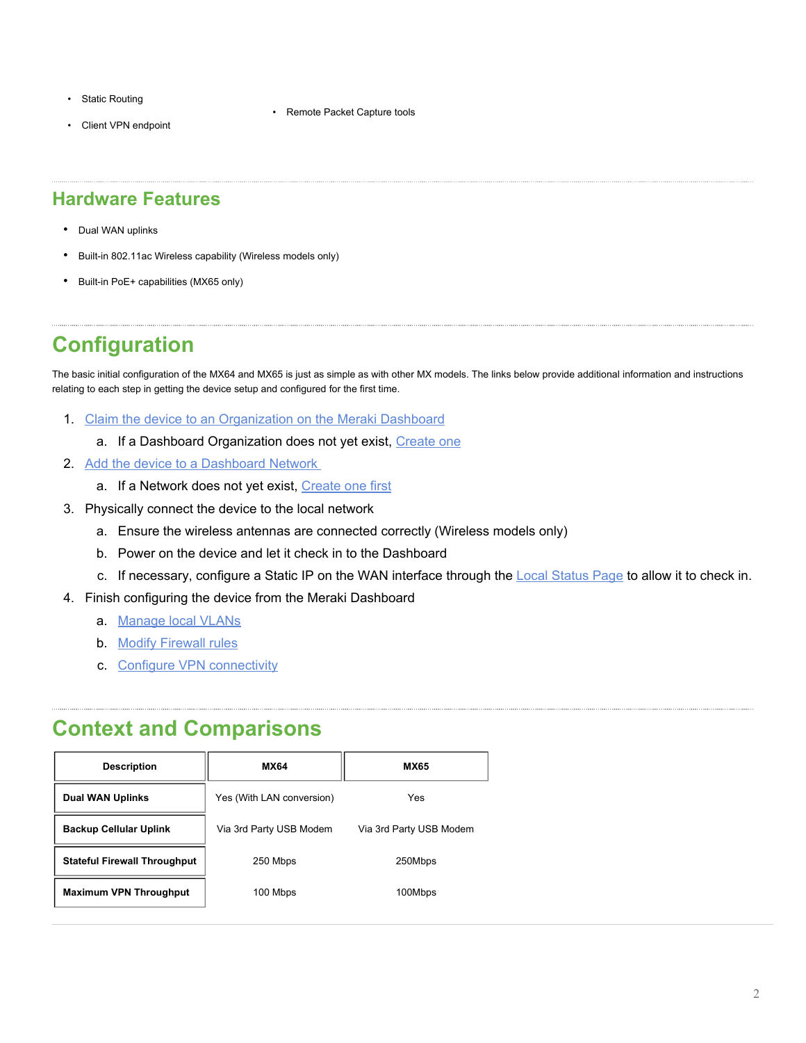- Static Routing
- Client VPN endpoint
- Remote Packet Capture tools

## Hardware Features

- Dual WAN uplinks
- Built-in 802.11ac Wireless capability (Wireless models only)
- Built-in PoE+ capabilities (MX65 only)

## Configuration

The basic initial configuration of the MX64 and MX65 is just as simple as with other MX models. The links below provide additional information and instructions relating to each step in getting the device setup and configured for the first time.

1. Claim the device to an Organization on the Meraki Dashboard
   a. If a Dashboard Organization does not yet exist, Create one
2. Add the device to a Dashboard Network
   a. If a Network does not yet exist, Create one first
3. Physically connect the device to the local network
   a. Ensure the wireless antennas are connected correctly (Wireless models only)
   b. Power on the device and let it check in to the Dashboard
   c. If necessary, configure a Static IP on the WAN interface through the Local Status Page to allow it to check in.
4. Finish configuring the device from the Meraki Dashboard
   a. Manage local VLANs
   b. Modify Firewall rules
   c. Configure VPN connectivity

## Context and Comparisons

| Description | MX64 | MX65 |
|---|---|---|
| **Dual WAN Uplinks** | Yes (With LAN conversion) | Yes |
| **Backup Cellular Uplink** | Via 3rd Party USB Modem | Via 3rd Party USB Modem |
| **Stateful Firewall Throughput** | 250 Mbps | 250Mbps |
| **Maximum VPN Throughput** | 100 Mbps | 100Mbps |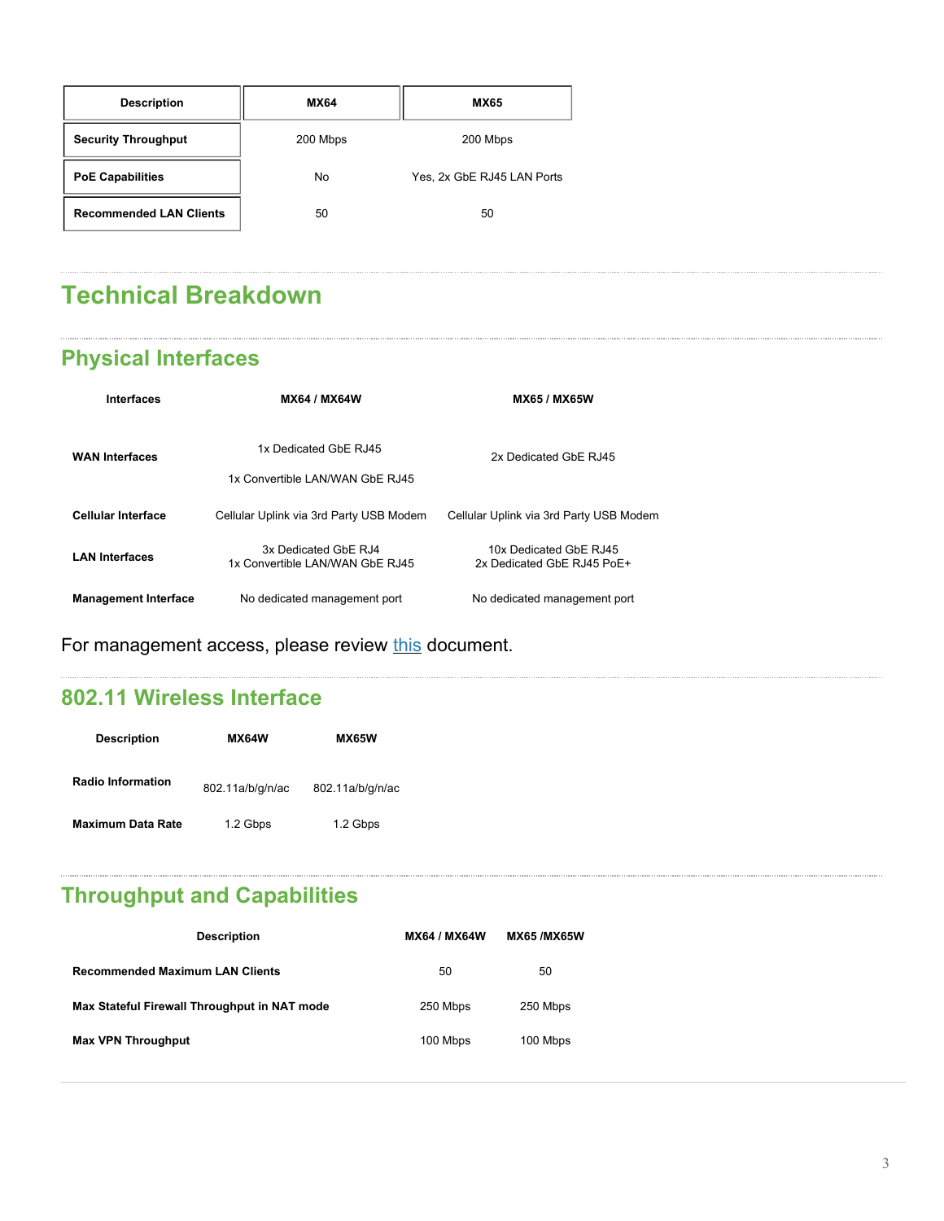| Description | MX64 | MX65 |
| --- | --- | --- |
| **Security Throughput** | 200 Mbps | 200 Mbps |
| **PoE Capabilities** | No | Yes, 2x GbE RJ45 LAN Ports |
| **Recommended LAN Clients** | 50 | 50 |

# Technical Breakdown

## Physical Interfaces

| Interfaces | MX64 / MX64W | MX65 / MX65W |
| --- | --- | --- |
| **WAN Interfaces** | 1x Dedicated GbE RJ45<br>1x Convertible LAN/WAN GbE RJ45 | 2x Dedicated GbE RJ45 |
| **Cellular Interface** | Cellular Uplink via 3rd Party USB Modem | Cellular Uplink via 3rd Party USB Modem |
| **LAN Interfaces** | 3x Dedicated GbE RJ4<br>1x Convertible LAN/WAN GbE RJ45 | 10x Dedicated GbE RJ45<br>2x Dedicated GbE RJ45 PoE+ |
| **Management Interface** | No dedicated management port | No dedicated management port |

For management access, please review [this]() document.

## 802.11 Wireless Interface

| Description | MX64W | MX65W |
| --- | --- | --- |
| **Radio Information** | 802.11a/b/g/n/ac | 802.11a/b/g/n/ac |
| **Maximum Data Rate** | 1.2 Gbps | 1.2 Gbps |

## Throughput and Capabilities

| Description | MX64 / MX64W | MX65 /MX65W |
| --- | --- | --- |
| **Recommended Maximum LAN Clients** | 50 | 50 |
| **Max Stateful Firewall Throughput in NAT mode** | 250 Mbps | 250 Mbps |
| **Max VPN Throughput** | 100 Mbps | 100 Mbps |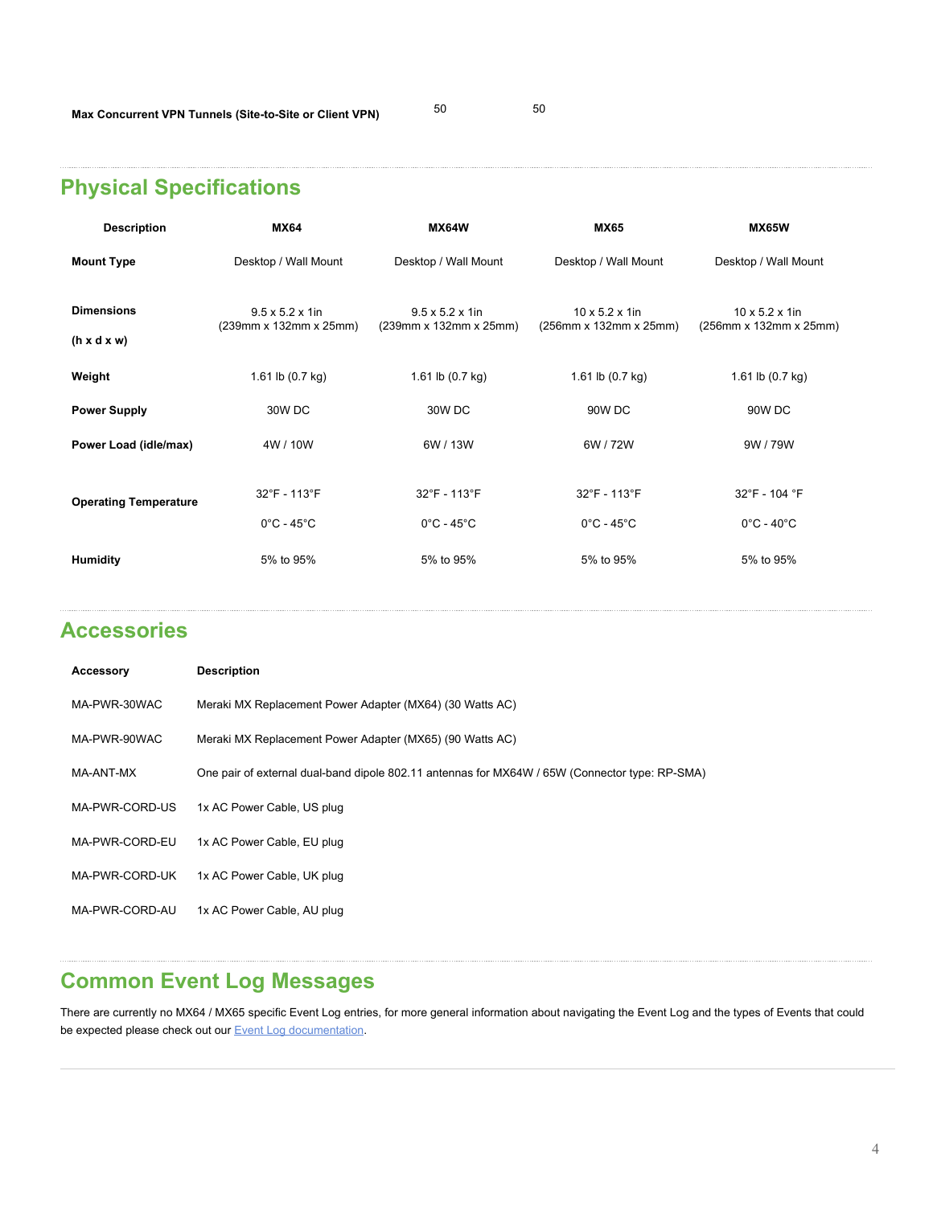| | | |
|---|---|---|
| **Max Concurrent VPN Tunnels (Site-to-Site or Client VPN)** | 50 | 50 |

## Physical Specifications

| Description | MX64 | MX64W | MX65 | MX65W |
|---|---|---|---|---|
| **Mount Type** | Desktop / Wall Mount | Desktop / Wall Mount | Desktop / Wall Mount | Desktop / Wall Mount |
| **Dimensions (h x d x w)** | 9.5 x 5.2 x 1in (239mm x 132mm x 25mm) | 9.5 x 5.2 x 1in (239mm x 132mm x 25mm) | 10 x 5.2 x 1in (256mm x 132mm x 25mm) | 10 x 5.2 x 1in (256mm x 132mm x 25mm) |
| **Weight** | 1.61 lb (0.7 kg) | 1.61 lb (0.7 kg) | 1.61 lb (0.7 kg) | 1.61 lb (0.7 kg) |
| **Power Supply** | 30W DC | 30W DC | 90W DC | 90W DC |
| **Power Load (idle/max)** | 4W / 10W | 6W / 13W | 6W / 72W | 9W / 79W |
| **Operating Temperature** | 32°F - 113°F<br>0°C - 45°C | 32°F - 113°F<br>0°C - 45°C | 32°F - 113°F<br>0°C - 45°C | 32°F - 104 °F<br>0°C - 40°C |
| **Humidity** | 5% to 95% | 5% to 95% | 5% to 95% | 5% to 95% |

## Accessories

| Accessory | Description |
|---|---|
| MA-PWR-30WAC | Meraki MX Replacement Power Adapter (MX64) (30 Watts AC) |
| MA-PWR-90WAC | Meraki MX Replacement Power Adapter (MX65) (90 Watts AC) |
| MA-ANT-MX | One pair of external dual-band dipole 802.11 antennas for MX64W / 65W (Connector type: RP-SMA) |
| MA-PWR-CORD-US | 1x AC Power Cable, US plug |
| MA-PWR-CORD-EU | 1x AC Power Cable, EU plug |
| MA-PWR-CORD-UK | 1x AC Power Cable, UK plug |
| MA-PWR-CORD-AU | 1x AC Power Cable, AU plug |

## Common Event Log Messages

There are currently no MX64 / MX65 specific Event Log entries, for more general information about navigating the Event Log and the types of Events that could be expected please check out our Event Log documentation.